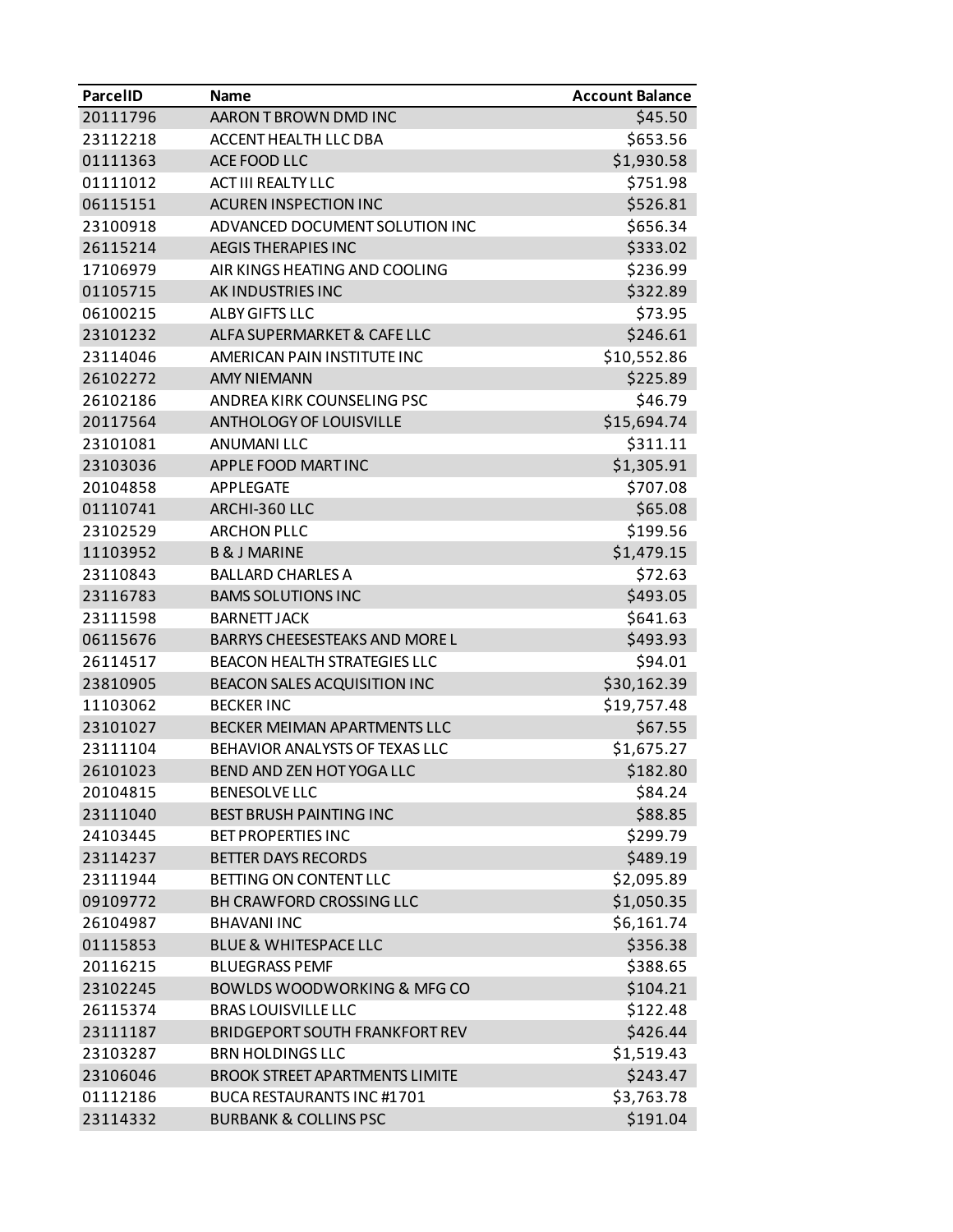| ParcelID | Name | Account Balance |
| --- | --- | --- |
| 20111796 | AARON T BROWN DMD INC | $45.50 |
| 23112218 | ACCENT HEALTH LLC DBA | $653.56 |
| 01111363 | ACE FOOD LLC | $1,930.58 |
| 01111012 | ACT III REALTY LLC | $751.98 |
| 06115151 | ACUREN INSPECTION INC | $526.81 |
| 23100918 | ADVANCED DOCUMENT SOLUTION INC | $656.34 |
| 26115214 | AEGIS THERAPIES INC | $333.02 |
| 17106979 | AIR KINGS HEATING AND COOLING | $236.99 |
| 01105715 | AK INDUSTRIES INC | $322.89 |
| 06100215 | ALBY GIFTS LLC | $73.95 |
| 23101232 | ALFA SUPERMARKET & CAFE LLC | $246.61 |
| 23114046 | AMERICAN PAIN INSTITUTE INC | $10,552.86 |
| 26102272 | AMY NIEMANN | $225.89 |
| 26102186 | ANDREA KIRK COUNSELING PSC | $46.79 |
| 20117564 | ANTHOLOGY OF LOUISVILLE | $15,694.74 |
| 23101081 | ANUMANI LLC | $311.11 |
| 23103036 | APPLE FOOD MART INC | $1,305.91 |
| 20104858 | APPLEGATE | $707.08 |
| 01110741 | ARCHI-360 LLC | $65.08 |
| 23102529 | ARCHON PLLC | $199.56 |
| 11103952 | B & J MARINE | $1,479.15 |
| 23110843 | BALLARD CHARLES A | $72.63 |
| 23116783 | BAMS SOLUTIONS INC | $493.05 |
| 23111598 | BARNETT JACK | $641.63 |
| 06115676 | BARRYS CHEESESTEAKS AND MORE L | $493.93 |
| 26114517 | BEACON HEALTH STRATEGIES LLC | $94.01 |
| 23810905 | BEACON SALES ACQUISITION INC | $30,162.39 |
| 11103062 | BECKER INC | $19,757.48 |
| 23101027 | BECKER MEIMAN APARTMENTS LLC | $67.55 |
| 23111104 | BEHAVIOR ANALYSTS OF TEXAS LLC | $1,675.27 |
| 26101023 | BEND AND ZEN HOT YOGA LLC | $182.80 |
| 20104815 | BENESOLVE LLC | $84.24 |
| 23111040 | BEST BRUSH PAINTING INC | $88.85 |
| 24103445 | BET PROPERTIES INC | $299.79 |
| 23114237 | BETTER DAYS RECORDS | $489.19 |
| 23111944 | BETTING ON CONTENT LLC | $2,095.89 |
| 09109772 | BH CRAWFORD CROSSING LLC | $1,050.35 |
| 26104987 | BHAVANI INC | $6,161.74 |
| 01115853 | BLUE & WHITESPACE LLC | $356.38 |
| 20116215 | BLUEGRASS PEMF | $388.65 |
| 23102245 | BOWLDS WOODWORKING & MFG CO | $104.21 |
| 26115374 | BRAS LOUISVILLE LLC | $122.48 |
| 23111187 | BRIDGEPORT SOUTH FRANKFORT REV | $426.44 |
| 23103287 | BRN HOLDINGS LLC | $1,519.43 |
| 23106046 | BROOK STREET APARTMENTS LIMITE | $243.47 |
| 01112186 | BUCA RESTAURANTS INC #1701 | $3,763.78 |
| 23114332 | BURBANK & COLLINS PSC | $191.04 |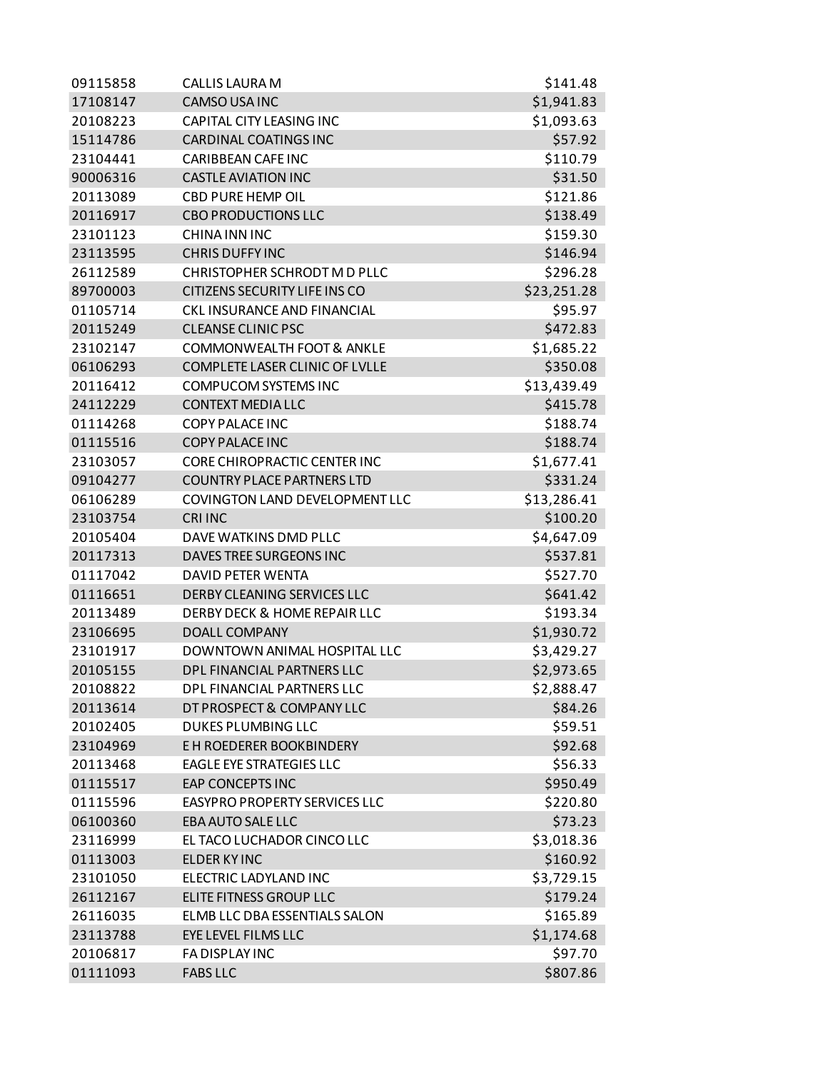| | | |
|---|---|---|
| 09115858 | CALLIS LAURA M | $141.48 |
| 17108147 | CAMSO USA INC | $1,941.83 |
| 20108223 | CAPITAL CITY LEASING INC | $1,093.63 |
| 15114786 | CARDINAL COATINGS INC | $57.92 |
| 23104441 | CARIBBEAN CAFE INC | $110.79 |
| 90006316 | CASTLE AVIATION INC | $31.50 |
| 20113089 | CBD PURE HEMP OIL | $121.86 |
| 20116917 | CBO PRODUCTIONS LLC | $138.49 |
| 23101123 | CHINA INN INC | $159.30 |
| 23113595 | CHRIS DUFFY INC | $146.94 |
| 26112589 | CHRISTOPHER SCHRODT M D PLLC | $296.28 |
| 89700003 | CITIZENS SECURITY LIFE INS CO | $23,251.28 |
| 01105714 | CKL INSURANCE AND FINANCIAL | $95.97 |
| 20115249 | CLEANSE CLINIC PSC | $472.83 |
| 23102147 | COMMONWEALTH FOOT & ANKLE | $1,685.22 |
| 06106293 | COMPLETE LASER CLINIC OF LVLLE | $350.08 |
| 20116412 | COMPUCOM SYSTEMS INC | $13,439.49 |
| 24112229 | CONTEXT MEDIA LLC | $415.78 |
| 01114268 | COPY PALACE INC | $188.74 |
| 01115516 | COPY PALACE INC | $188.74 |
| 23103057 | CORE CHIROPRACTIC CENTER INC | $1,677.41 |
| 09104277 | COUNTRY PLACE PARTNERS LTD | $331.24 |
| 06106289 | COVINGTON LAND DEVELOPMENT LLC | $13,286.41 |
| 23103754 | CRI INC | $100.20 |
| 20105404 | DAVE WATKINS DMD PLLC | $4,647.09 |
| 20117313 | DAVES TREE SURGEONS INC | $537.81 |
| 01117042 | DAVID PETER WENTA | $527.70 |
| 01116651 | DERBY CLEANING SERVICES LLC | $641.42 |
| 20113489 | DERBY DECK & HOME REPAIR LLC | $193.34 |
| 23106695 | DOALL COMPANY | $1,930.72 |
| 23101917 | DOWNTOWN ANIMAL HOSPITAL LLC | $3,429.27 |
| 20105155 | DPL FINANCIAL PARTNERS LLC | $2,973.65 |
| 20108822 | DPL FINANCIAL PARTNERS LLC | $2,888.47 |
| 20113614 | DT PROSPECT & COMPANY LLC | $84.26 |
| 20102405 | DUKES PLUMBING LLC | $59.51 |
| 23104969 | E H ROEDERER BOOKBINDERY | $92.68 |
| 20113468 | EAGLE EYE STRATEGIES LLC | $56.33 |
| 01115517 | EAP CONCEPTS INC | $950.49 |
| 01115596 | EASYPRO PROPERTY SERVICES LLC | $220.80 |
| 06100360 | EBA AUTO SALE LLC | $73.23 |
| 23116999 | EL TACO LUCHADOR CINCO LLC | $3,018.36 |
| 01113003 | ELDER KY INC | $160.92 |
| 23101050 | ELECTRIC LADYLAND INC | $3,729.15 |
| 26112167 | ELITE FITNESS GROUP LLC | $179.24 |
| 26116035 | ELMB LLC DBA ESSENTIALS SALON | $165.89 |
| 23113788 | EYE LEVEL FILMS LLC | $1,174.68 |
| 20106817 | FA DISPLAY INC | $97.70 |
| 01111093 | FABS LLC | $807.86 |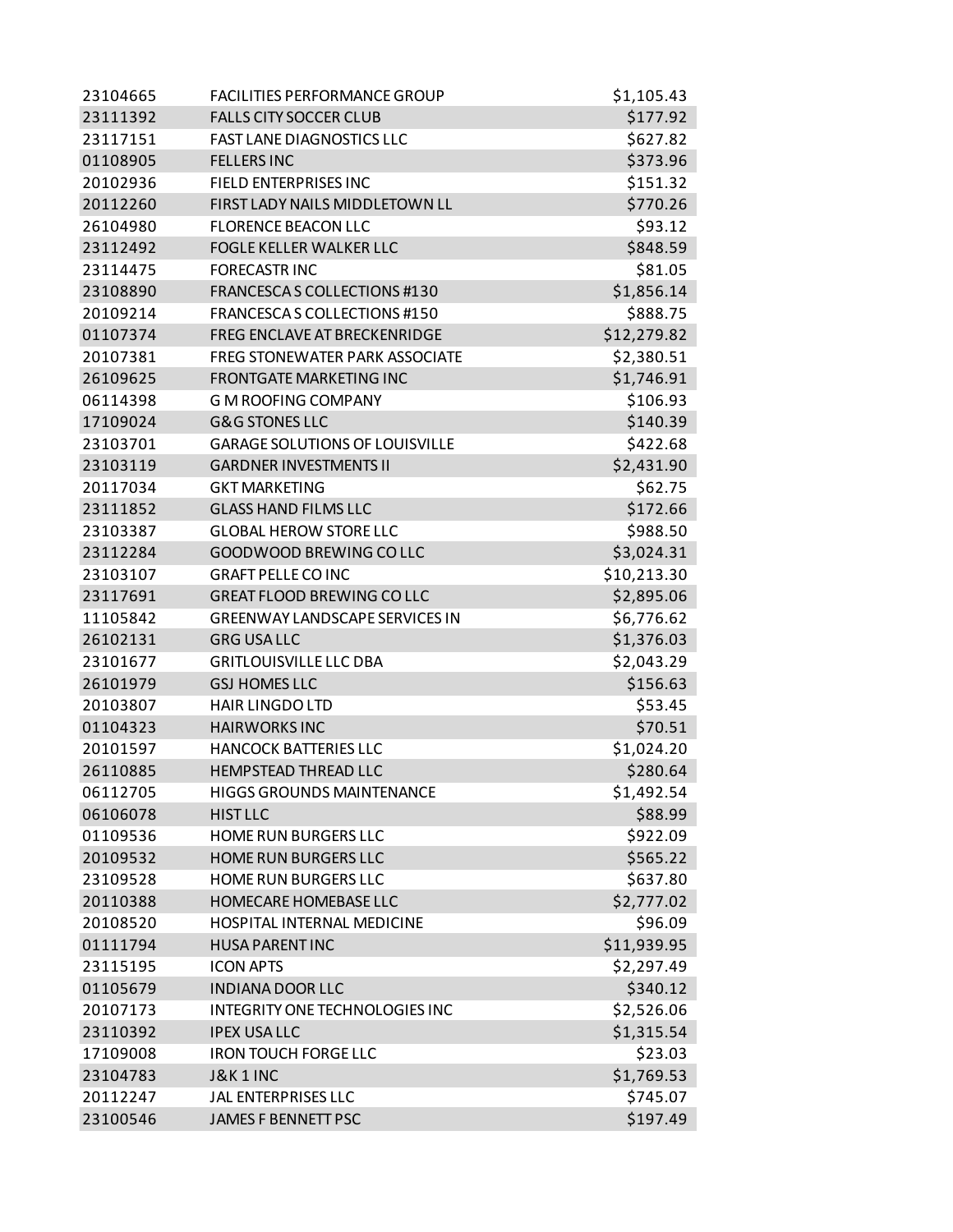| | | |
|---|---|---|
| 23104665 | FACILITIES PERFORMANCE GROUP | $1,105.43 |
| 23111392 | FALLS CITY SOCCER CLUB | $177.92 |
| 23117151 | FAST LANE DIAGNOSTICS LLC | $627.82 |
| 01108905 | FELLERS INC | $373.96 |
| 20102936 | FIELD ENTERPRISES INC | $151.32 |
| 20112260 | FIRST LADY NAILS MIDDLETOWN LL | $770.26 |
| 26104980 | FLORENCE BEACON LLC | $93.12 |
| 23112492 | FOGLE KELLER WALKER LLC | $848.59 |
| 23114475 | FORECASTR INC | $81.05 |
| 23108890 | FRANCESCA S COLLECTIONS #130 | $1,856.14 |
| 20109214 | FRANCESCA S COLLECTIONS #150 | $888.75 |
| 01107374 | FREG ENCLAVE AT BRECKENRIDGE | $12,279.82 |
| 20107381 | FREG STONEWATER PARK ASSOCIATE | $2,380.51 |
| 26109625 | FRONTGATE MARKETING INC | $1,746.91 |
| 06114398 | G M ROOFING COMPANY | $106.93 |
| 17109024 | G&G STONES LLC | $140.39 |
| 23103701 | GARAGE SOLUTIONS OF LOUISVILLE | $422.68 |
| 23103119 | GARDNER INVESTMENTS II | $2,431.90 |
| 20117034 | GKT MARKETING | $62.75 |
| 23111852 | GLASS HAND FILMS LLC | $172.66 |
| 23103387 | GLOBAL HEROW STORE LLC | $988.50 |
| 23112284 | GOODWOOD BREWING CO LLC | $3,024.31 |
| 23103107 | GRAFT PELLE CO INC | $10,213.30 |
| 23117691 | GREAT FLOOD BREWING CO LLC | $2,895.06 |
| 11105842 | GREENWAY LANDSCAPE SERVICES IN | $6,776.62 |
| 26102131 | GRG USA LLC | $1,376.03 |
| 23101677 | GRITLOUISVILLE LLC DBA | $2,043.29 |
| 26101979 | GSJ HOMES LLC | $156.63 |
| 20103807 | HAIR LINGDO LTD | $53.45 |
| 01104323 | HAIRWORKS INC | $70.51 |
| 20101597 | HANCOCK BATTERIES LLC | $1,024.20 |
| 26110885 | HEMPSTEAD THREAD LLC | $280.64 |
| 06112705 | HIGGS GROUNDS MAINTENANCE | $1,492.54 |
| 06106078 | HIST LLC | $88.99 |
| 01109536 | HOME RUN BURGERS LLC | $922.09 |
| 20109532 | HOME RUN BURGERS LLC | $565.22 |
| 23109528 | HOME RUN BURGERS LLC | $637.80 |
| 20110388 | HOMECARE HOMEBASE LLC | $2,777.02 |
| 20108520 | HOSPITAL INTERNAL MEDICINE | $96.09 |
| 01111794 | HUSA PARENT INC | $11,939.95 |
| 23115195 | ICON APTS | $2,297.49 |
| 01105679 | INDIANA DOOR LLC | $340.12 |
| 20107173 | INTEGRITY ONE TECHNOLOGIES INC | $2,526.06 |
| 23110392 | IPEX USA LLC | $1,315.54 |
| 17109008 | IRON TOUCH FORGE LLC | $23.03 |
| 23104783 | J&K 1 INC | $1,769.53 |
| 20112247 | JAL ENTERPRISES LLC | $745.07 |
| 23100546 | JAMES F BENNETT PSC | $197.49 |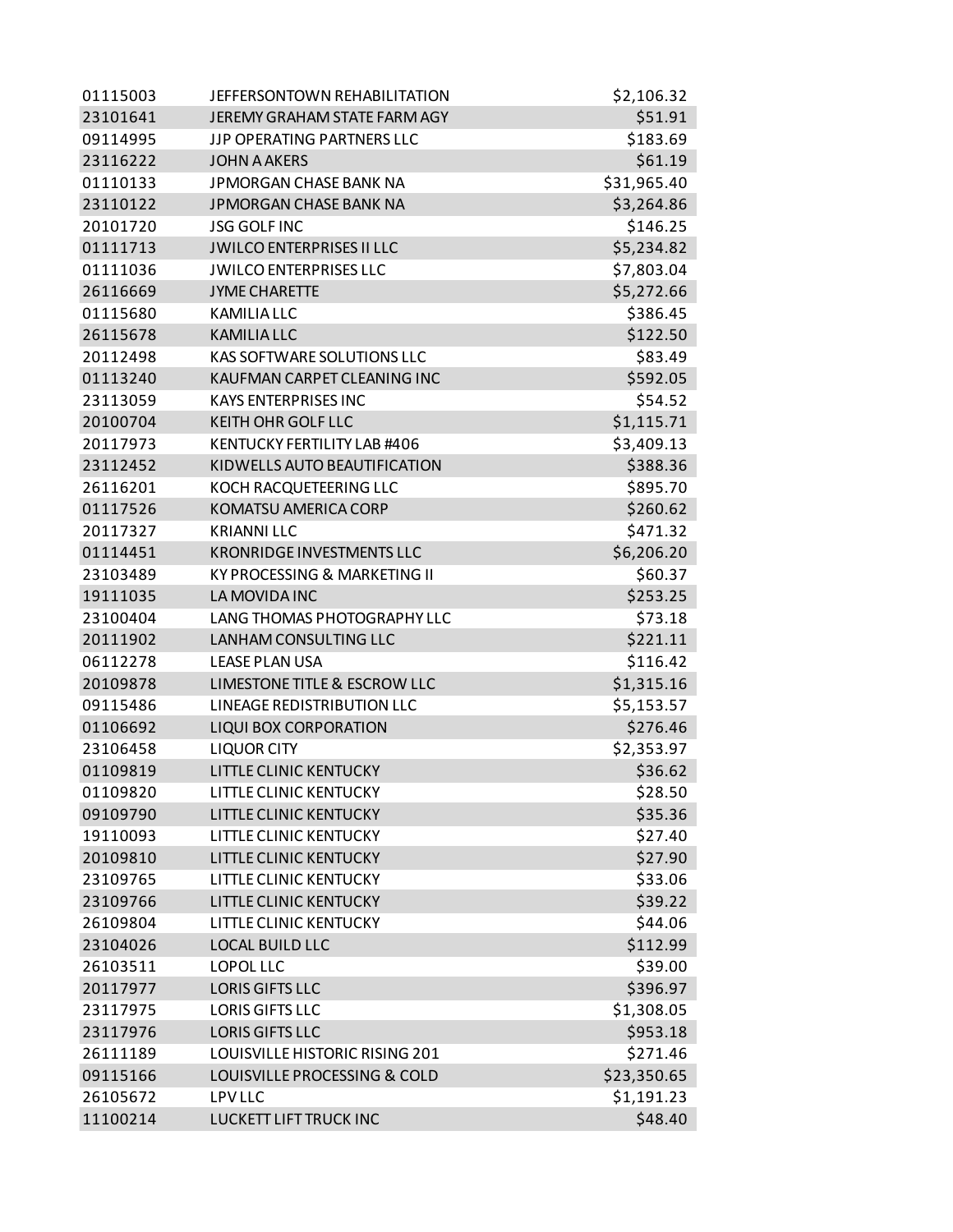| | | |
|---|---|---|
| 01115003 | JEFFERSONTOWN REHABILITATION | $2,106.32 |
| 23101641 | JEREMY GRAHAM STATE FARM AGY | $51.91 |
| 09114995 | JJP OPERATING PARTNERS LLC | $183.69 |
| 23116222 | JOHN A AKERS | $61.19 |
| 01110133 | JPMORGAN CHASE BANK NA | $31,965.40 |
| 23110122 | JPMORGAN CHASE BANK NA | $3,264.86 |
| 20101720 | JSG GOLF INC | $146.25 |
| 01111713 | JWILCO ENTERPRISES II LLC | $5,234.82 |
| 01111036 | JWILCO ENTERPRISES LLC | $7,803.04 |
| 26116669 | JYME CHARETTE | $5,272.66 |
| 01115680 | KAMILIA LLC | $386.45 |
| 26115678 | KAMILIA LLC | $122.50 |
| 20112498 | KAS SOFTWARE SOLUTIONS LLC | $83.49 |
| 01113240 | KAUFMAN CARPET CLEANING INC | $592.05 |
| 23113059 | KAYS ENTERPRISES INC | $54.52 |
| 20100704 | KEITH OHR GOLF LLC | $1,115.71 |
| 20117973 | KENTUCKY FERTILITY LAB #406 | $3,409.13 |
| 23112452 | KIDWELLS AUTO BEAUTIFICATION | $388.36 |
| 26116201 | KOCH RACQUETEERING LLC | $895.70 |
| 01117526 | KOMATSU AMERICA CORP | $260.62 |
| 20117327 | KRIANNI LLC | $471.32 |
| 01114451 | KRONRIDGE INVESTMENTS LLC | $6,206.20 |
| 23103489 | KY PROCESSING & MARKETING II | $60.37 |
| 19111035 | LA MOVIDA INC | $253.25 |
| 23100404 | LANG THOMAS PHOTOGRAPHY LLC | $73.18 |
| 20111902 | LANHAM CONSULTING LLC | $221.11 |
| 06112278 | LEASE PLAN USA | $116.42 |
| 20109878 | LIMESTONE TITLE & ESCROW LLC | $1,315.16 |
| 09115486 | LINEAGE REDISTRIBUTION LLC | $5,153.57 |
| 01106692 | LIQUI BOX CORPORATION | $276.46 |
| 23106458 | LIQUOR CITY | $2,353.97 |
| 01109819 | LITTLE CLINIC KENTUCKY | $36.62 |
| 01109820 | LITTLE CLINIC KENTUCKY | $28.50 |
| 09109790 | LITTLE CLINIC KENTUCKY | $35.36 |
| 19110093 | LITTLE CLINIC KENTUCKY | $27.40 |
| 20109810 | LITTLE CLINIC KENTUCKY | $27.90 |
| 23109765 | LITTLE CLINIC KENTUCKY | $33.06 |
| 23109766 | LITTLE CLINIC KENTUCKY | $39.22 |
| 26109804 | LITTLE CLINIC KENTUCKY | $44.06 |
| 23104026 | LOCAL BUILD LLC | $112.99 |
| 26103511 | LOPOL LLC | $39.00 |
| 20117977 | LORIS GIFTS LLC | $396.97 |
| 23117975 | LORIS GIFTS LLC | $1,308.05 |
| 23117976 | LORIS GIFTS LLC | $953.18 |
| 26111189 | LOUISVILLE HISTORIC RISING 201 | $271.46 |
| 09115166 | LOUISVILLE PROCESSING & COLD | $23,350.65 |
| 26105672 | LPV LLC | $1,191.23 |
| 11100214 | LUCKETT LIFT TRUCK INC | $48.40 |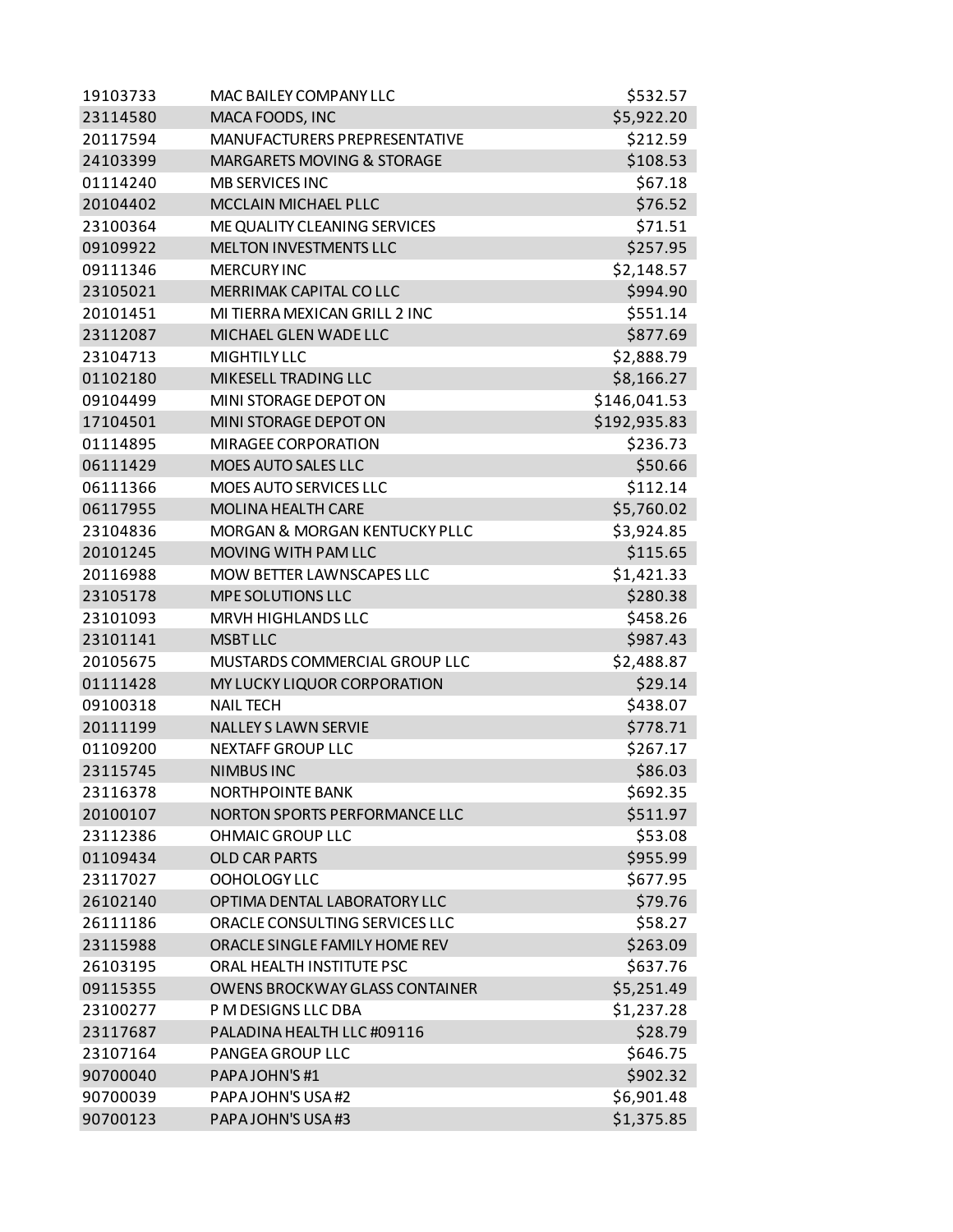| | | |
|---|---|---|
| 19103733 | MAC BAILEY COMPANY LLC | $532.57 |
| 23114580 | MACA FOODS, INC | $5,922.20 |
| 20117594 | MANUFACTURERS PREPRESENTATIVE | $212.59 |
| 24103399 | MARGARETS MOVING & STORAGE | $108.53 |
| 01114240 | MB SERVICES INC | $67.18 |
| 20104402 | MCCLAIN MICHAEL PLLC | $76.52 |
| 23100364 | ME QUALITY CLEANING SERVICES | $71.51 |
| 09109922 | MELTON INVESTMENTS LLC | $257.95 |
| 09111346 | MERCURY INC | $2,148.57 |
| 23105021 | MERRIMAK CAPITAL CO LLC | $994.90 |
| 20101451 | MI TIERRA MEXICAN GRILL 2 INC | $551.14 |
| 23112087 | MICHAEL GLEN WADE LLC | $877.69 |
| 23104713 | MIGHTILY LLC | $2,888.79 |
| 01102180 | MIKESELL TRADING LLC | $8,166.27 |
| 09104499 | MINI STORAGE DEPOT ON | $146,041.53 |
| 17104501 | MINI STORAGE DEPOT ON | $192,935.83 |
| 01114895 | MIRAGEE CORPORATION | $236.73 |
| 06111429 | MOES AUTO SALES LLC | $50.66 |
| 06111366 | MOES AUTO SERVICES LLC | $112.14 |
| 06117955 | MOLINA HEALTH CARE | $5,760.02 |
| 23104836 | MORGAN & MORGAN KENTUCKY PLLC | $3,924.85 |
| 20101245 | MOVING WITH PAM LLC | $115.65 |
| 20116988 | MOW BETTER LAWNSCAPES LLC | $1,421.33 |
| 23105178 | MPE SOLUTIONS LLC | $280.38 |
| 23101093 | MRVH HIGHLANDS LLC | $458.26 |
| 23101141 | MSBT LLC | $987.43 |
| 20105675 | MUSTARDS COMMERCIAL GROUP LLC | $2,488.87 |
| 01111428 | MY LUCKY LIQUOR CORPORATION | $29.14 |
| 09100318 | NAIL TECH | $438.07 |
| 20111199 | NALLEY S LAWN SERVIE | $778.71 |
| 01109200 | NEXTAFF GROUP LLC | $267.17 |
| 23115745 | NIMBUS INC | $86.03 |
| 23116378 | NORTHPOINTE BANK | $692.35 |
| 20100107 | NORTON SPORTS PERFORMANCE LLC | $511.97 |
| 23112386 | OHMAIC GROUP LLC | $53.08 |
| 01109434 | OLD CAR PARTS | $955.99 |
| 23117027 | OOHOLOGY LLC | $677.95 |
| 26102140 | OPTIMA DENTAL LABORATORY LLC | $79.76 |
| 26111186 | ORACLE CONSULTING SERVICES LLC | $58.27 |
| 23115988 | ORACLE SINGLE FAMILY HOME REV | $263.09 |
| 26103195 | ORAL HEALTH INSTITUTE PSC | $637.76 |
| 09115355 | OWENS BROCKWAY GLASS CONTAINER | $5,251.49 |
| 23100277 | P M DESIGNS LLC DBA | $1,237.28 |
| 23117687 | PALADINA HEALTH LLC #09116 | $28.79 |
| 23107164 | PANGEA GROUP LLC | $646.75 |
| 90700040 | PAPA JOHN'S #1 | $902.32 |
| 90700039 | PAPA JOHN'S USA #2 | $6,901.48 |
| 90700123 | PAPA JOHN'S USA #3 | $1,375.85 |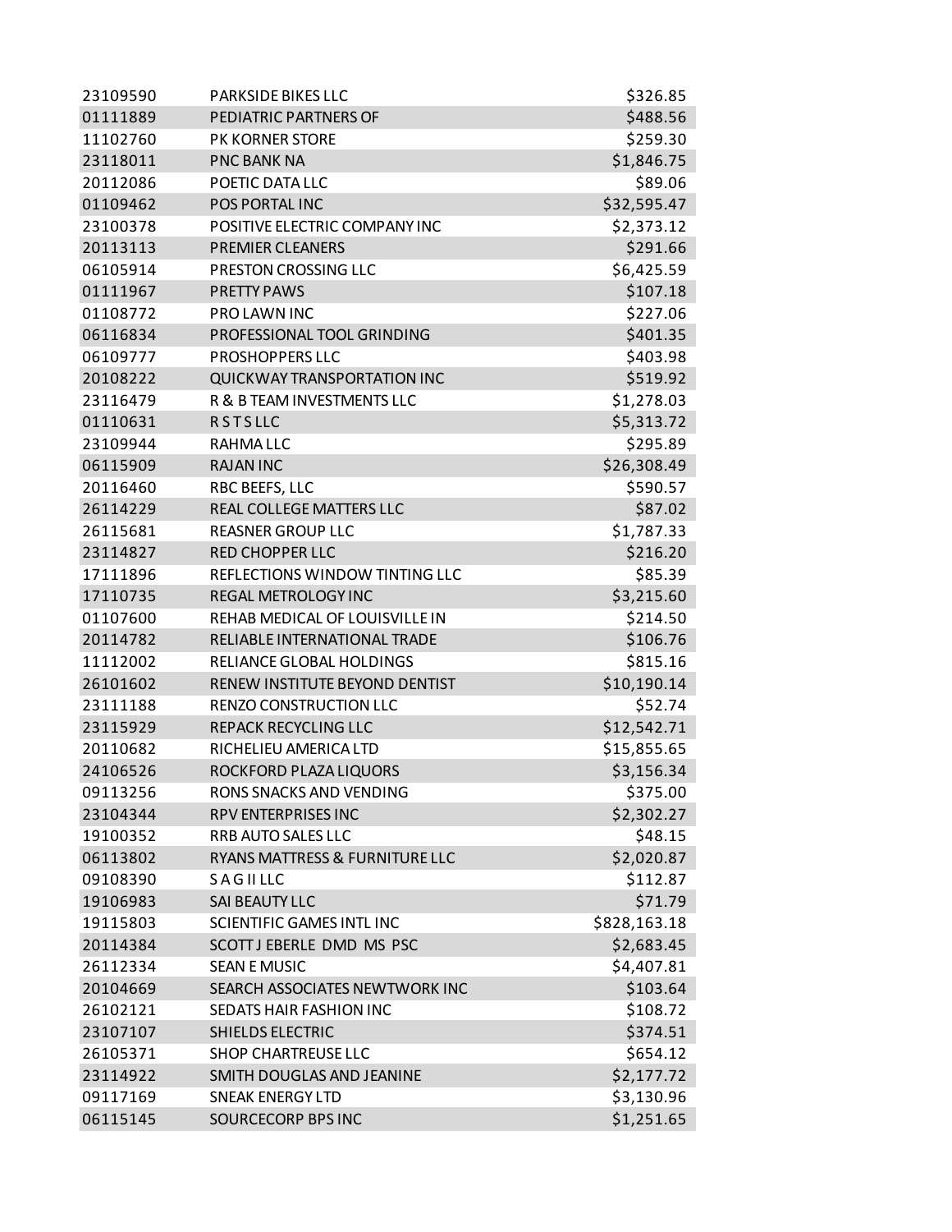| | | |
|---|---|---|
| 23109590 | PARKSIDE BIKES LLC | $326.85 |
| 01111889 | PEDIATRIC PARTNERS OF | $488.56 |
| 11102760 | PK KORNER STORE | $259.30 |
| 23118011 | PNC BANK NA | $1,846.75 |
| 20112086 | POETIC DATA LLC | $89.06 |
| 01109462 | POS PORTAL INC | $32,595.47 |
| 23100378 | POSITIVE ELECTRIC COMPANY INC | $2,373.12 |
| 20113113 | PREMIER CLEANERS | $291.66 |
| 06105914 | PRESTON CROSSING LLC | $6,425.59 |
| 01111967 | PRETTY PAWS | $107.18 |
| 01108772 | PRO LAWN INC | $227.06 |
| 06116834 | PROFESSIONAL TOOL GRINDING | $401.35 |
| 06109777 | PROSHOPPERS LLC | $403.98 |
| 20108222 | QUICKWAY TRANSPORTATION INC | $519.92 |
| 23116479 | R & B TEAM INVESTMENTS LLC | $1,278.03 |
| 01110631 | R S T S LLC | $5,313.72 |
| 23109944 | RAHMA LLC | $295.89 |
| 06115909 | RAJAN INC | $26,308.49 |
| 20116460 | RBC BEEFS, LLC | $590.57 |
| 26114229 | REAL COLLEGE MATTERS LLC | $87.02 |
| 26115681 | REASNER GROUP LLC | $1,787.33 |
| 23114827 | RED CHOPPER LLC | $216.20 |
| 17111896 | REFLECTIONS WINDOW TINTING LLC | $85.39 |
| 17110735 | REGAL METROLOGY INC | $3,215.60 |
| 01107600 | REHAB MEDICAL OF LOUISVILLE IN | $214.50 |
| 20114782 | RELIABLE INTERNATIONAL TRADE | $106.76 |
| 11112002 | RELIANCE GLOBAL HOLDINGS | $815.16 |
| 26101602 | RENEW INSTITUTE BEYOND DENTIST | $10,190.14 |
| 23111188 | RENZO CONSTRUCTION LLC | $52.74 |
| 23115929 | REPACK RECYCLING LLC | $12,542.71 |
| 20110682 | RICHELIEU AMERICA LTD | $15,855.65 |
| 24106526 | ROCKFORD PLAZA LIQUORS | $3,156.34 |
| 09113256 | RONS SNACKS AND VENDING | $375.00 |
| 23104344 | RPV ENTERPRISES INC | $2,302.27 |
| 19100352 | RRB AUTO SALES LLC | $48.15 |
| 06113802 | RYANS MATTRESS & FURNITURE LLC | $2,020.87 |
| 09108390 | S A G II LLC | $112.87 |
| 19106983 | SAI BEAUTY LLC | $71.79 |
| 19115803 | SCIENTIFIC GAMES INTL INC | $828,163.18 |
| 20114384 | SCOTT J EBERLE DMD MS PSC | $2,683.45 |
| 26112334 | SEAN E MUSIC | $4,407.81 |
| 20104669 | SEARCH ASSOCIATES NEWTWORK INC | $103.64 |
| 26102121 | SEDATS HAIR FASHION INC | $108.72 |
| 23107107 | SHIELDS ELECTRIC | $374.51 |
| 26105371 | SHOP CHARTREUSE LLC | $654.12 |
| 23114922 | SMITH DOUGLAS AND JEANINE | $2,177.72 |
| 09117169 | SNEAK ENERGY LTD | $3,130.96 |
| 06115145 | SOURCECORP BPS INC | $1,251.65 |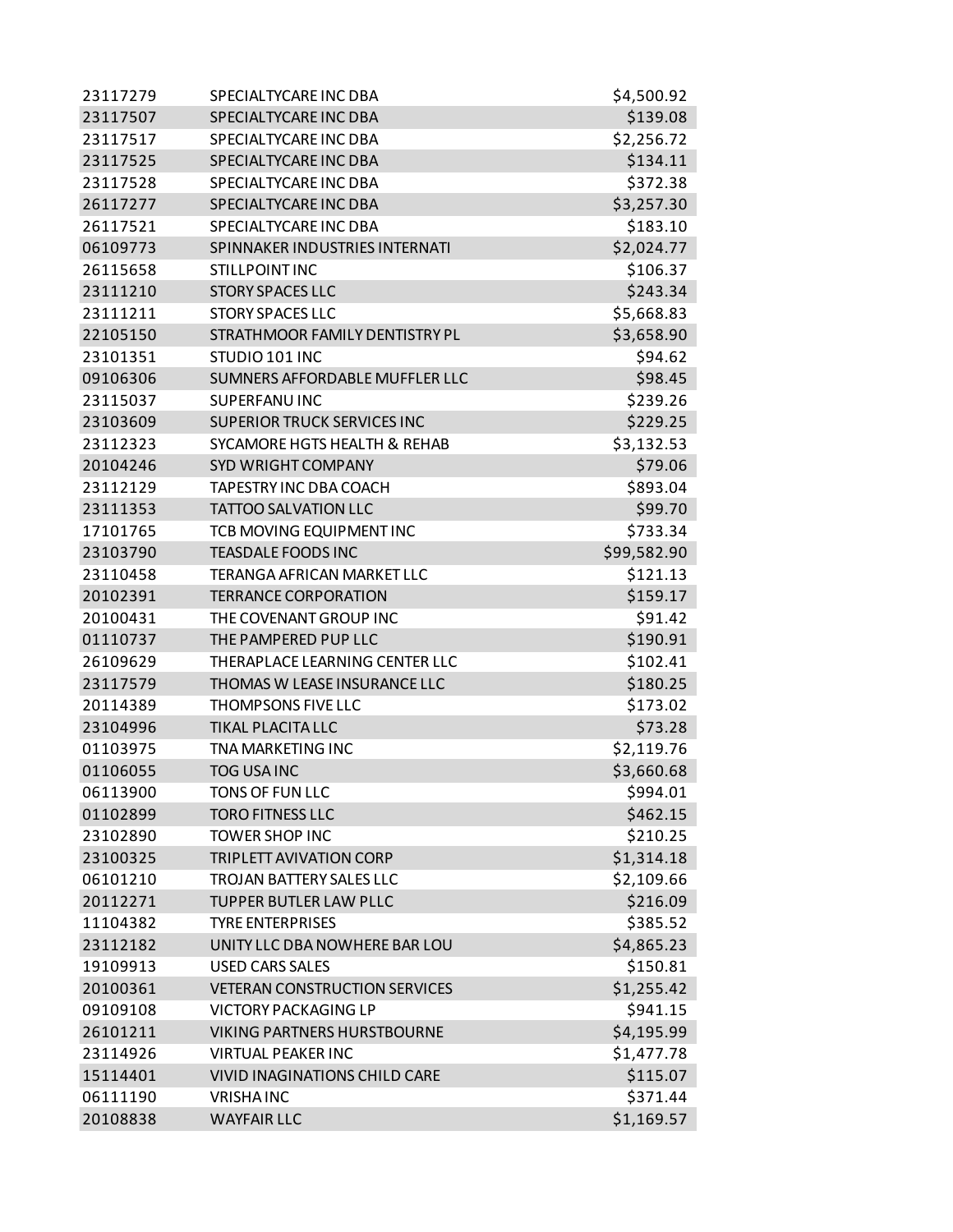| | | |
|---|---|---|
| 23117279 | SPECIALTYCARE INC DBA | $4,500.92 |
| 23117507 | SPECIALTYCARE INC DBA | $139.08 |
| 23117517 | SPECIALTYCARE INC DBA | $2,256.72 |
| 23117525 | SPECIALTYCARE INC DBA | $134.11 |
| 23117528 | SPECIALTYCARE INC DBA | $372.38 |
| 26117277 | SPECIALTYCARE INC DBA | $3,257.30 |
| 26117521 | SPECIALTYCARE INC DBA | $183.10 |
| 06109773 | SPINNAKER INDUSTRIES INTERNATI | $2,024.77 |
| 26115658 | STILLPOINT INC | $106.37 |
| 23111210 | STORY SPACES LLC | $243.34 |
| 23111211 | STORY SPACES LLC | $5,668.83 |
| 22105150 | STRATHMOOR FAMILY DENTISTRY PL | $3,658.90 |
| 23101351 | STUDIO 101 INC | $94.62 |
| 09106306 | SUMNERS AFFORDABLE MUFFLER LLC | $98.45 |
| 23115037 | SUPERFANU INC | $239.26 |
| 23103609 | SUPERIOR TRUCK SERVICES INC | $229.25 |
| 23112323 | SYCAMORE HGTS HEALTH & REHAB | $3,132.53 |
| 20104246 | SYD WRIGHT COMPANY | $79.06 |
| 23112129 | TAPESTRY INC DBA COACH | $893.04 |
| 23111353 | TATTOO SALVATION LLC | $99.70 |
| 17101765 | TCB MOVING EQUIPMENT INC | $733.34 |
| 23103790 | TEASDALE FOODS INC | $99,582.90 |
| 23110458 | TERANGA AFRICAN MARKET LLC | $121.13 |
| 20102391 | TERRANCE CORPORATION | $159.17 |
| 20100431 | THE COVENANT GROUP INC | $91.42 |
| 01110737 | THE PAMPERED PUP LLC | $190.91 |
| 26109629 | THERAPLACE LEARNING CENTER LLC | $102.41 |
| 23117579 | THOMAS W LEASE INSURANCE LLC | $180.25 |
| 20114389 | THOMPSONS FIVE LLC | $173.02 |
| 23104996 | TIKAL PLACITA LLC | $73.28 |
| 01103975 | TNA MARKETING INC | $2,119.76 |
| 01106055 | TOG USA INC | $3,660.68 |
| 06113900 | TONS OF FUN LLC | $994.01 |
| 01102899 | TORO FITNESS LLC | $462.15 |
| 23102890 | TOWER SHOP INC | $210.25 |
| 23100325 | TRIPLETT AVIVATION CORP | $1,314.18 |
| 06101210 | TROJAN BATTERY SALES LLC | $2,109.66 |
| 20112271 | TUPPER BUTLER LAW PLLC | $216.09 |
| 11104382 | TYRE ENTERPRISES | $385.52 |
| 23112182 | UNITY LLC DBA NOWHERE BAR LOU | $4,865.23 |
| 19109913 | USED CARS SALES | $150.81 |
| 20100361 | VETERAN CONSTRUCTION SERVICES | $1,255.42 |
| 09109108 | VICTORY PACKAGING LP | $941.15 |
| 26101211 | VIKING PARTNERS HURSTBOURNE | $4,195.99 |
| 23114926 | VIRTUAL PEAKER INC | $1,477.78 |
| 15114401 | VIVID INAGINATIONS CHILD CARE | $115.07 |
| 06111190 | VRISHA INC | $371.44 |
| 20108838 | WAYFAIR LLC | $1,169.57 |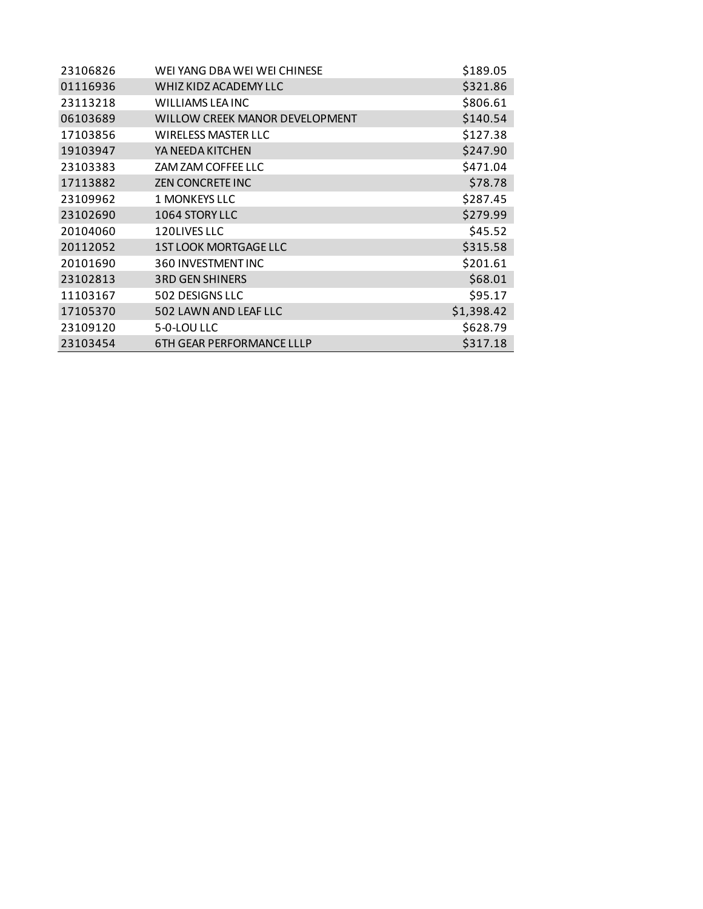| | | |
|---|---|---|
| 23106826 | WEI YANG DBA WEI WEI CHINESE | $189.05 |
| 01116936 | WHIZ KIDZ ACADEMY LLC | $321.86 |
| 23113218 | WILLIAMS LEA INC | $806.61 |
| 06103689 | WILLOW CREEK MANOR DEVELOPMENT | $140.54 |
| 17103856 | WIRELESS MASTER LLC | $127.38 |
| 19103947 | YA NEEDA KITCHEN | $247.90 |
| 23103383 | ZAM ZAM COFFEE LLC | $471.04 |
| 17113882 | ZEN CONCRETE INC | $78.78 |
| 23109962 | 1 MONKEYS LLC | $287.45 |
| 23102690 | 1064 STORY LLC | $279.99 |
| 20104060 | 120LIVES LLC | $45.52 |
| 20112052 | 1ST LOOK MORTGAGE LLC | $315.58 |
| 20101690 | 360 INVESTMENT INC | $201.61 |
| 23102813 | 3RD GEN SHINERS | $68.01 |
| 11103167 | 502 DESIGNS LLC | $95.17 |
| 17105370 | 502 LAWN AND LEAF LLC | $1,398.42 |
| 23109120 | 5-0-LOU LLC | $628.79 |
| 23103454 | 6TH GEAR PERFORMANCE LLLP | $317.18 |